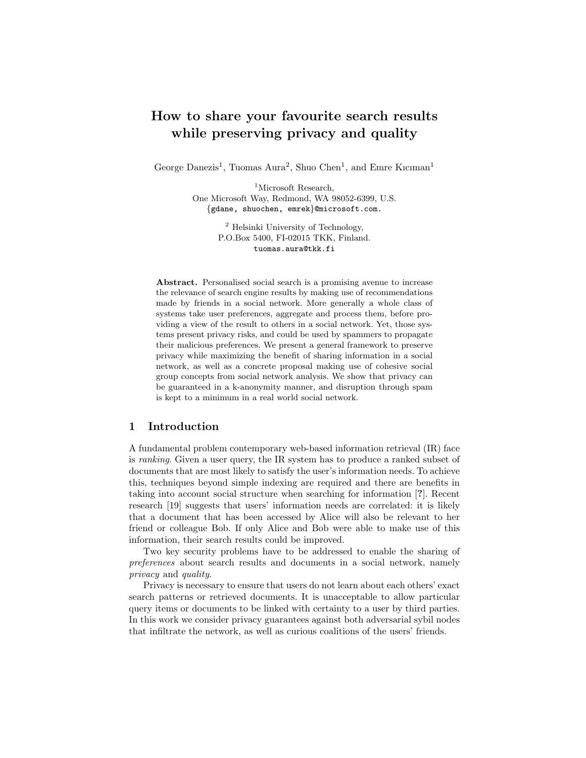# How to share your favourite search results while preserving privacy and quality

George Danezis[1], Tuomas Aura[2], Shuo Chen[1], and Emre Kıcıman[1]

[1]Microsoft Research,
One Microsoft Way, Redmond, WA 98052-6399, U.S.
{gdane, shuochen, emrek}@microsoft.com.

[2] Helsinki University of Technology,
P.O.Box 5400, FI-02015 TKK, Finland.
tuomas.aura@tkk.fi

**Abstract.** Personalised social search is a promising avenue to increase the relevance of search engine results by making use of recommendations made by friends in a social network. More generally a whole class of systems take user preferences, aggregate and process them, before providing a view of the result to others in a social network. Yet, those systems present privacy risks, and could be used by spammers to propagate their malicious preferences. We present a general framework to preserve privacy while maximizing the benefit of sharing information in a social network, as well as a concrete proposal making use of cohesive social group concepts from social network analysis. We show that privacy can be guaranteed in a k-anonymity manner, and disruption through spam is kept to a minimum in a real world social network.

## 1 Introduction

A fundamental problem contemporary web-based information retrieval (IR) face is *ranking*. Given a user query, the IR system has to produce a ranked subset of documents that are most likely to satisfy the user's information needs. To achieve this, techniques beyond simple indexing are required and there are benefits in taking into account social structure when searching for information [**?**]. Recent research [19] suggests that users' information needs are correlated: it is likely that a document that has been accessed by Alice will also be relevant to her friend or colleague Bob. If only Alice and Bob were able to make use of this information, their search results could be improved.

Two key security problems have to be addressed to enable the sharing of *preferences* about search results and documents in a social network, namely *privacy* and *quality*.

Privacy is necessary to ensure that users do not learn about each others' exact search patterns or retrieved documents. It is unacceptable to allow particular query items or documents to be linked with certainty to a user by third parties. In this work we consider privacy guarantees against both adversarial sybil nodes that infiltrate the network, as well as curious coalitions of the users' friends.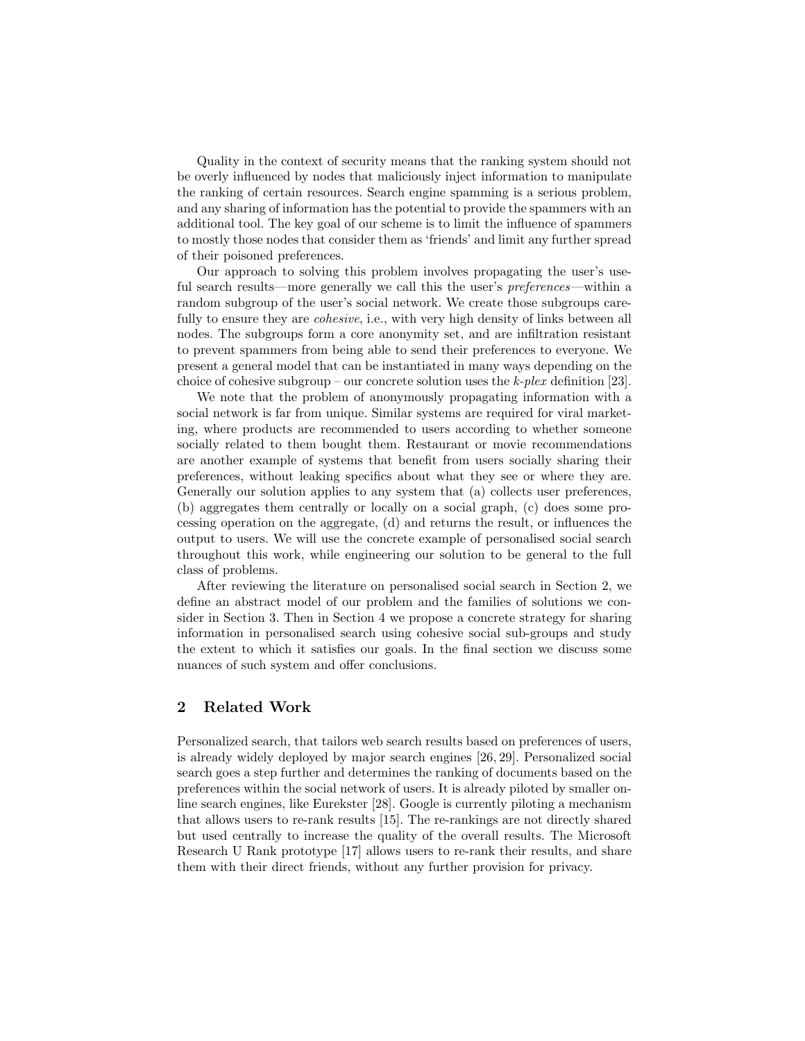Quality in the context of security means that the ranking system should not be overly influenced by nodes that maliciously inject information to manipulate the ranking of certain resources. Search engine spamming is a serious problem, and any sharing of information has the potential to provide the spammers with an additional tool. The key goal of our scheme is to limit the influence of spammers to mostly those nodes that consider them as 'friends' and limit any further spread of their poisoned preferences.

Our approach to solving this problem involves propagating the user's useful search results—more generally we call this the user's *preferences*—within a random subgroup of the user's social network. We create those subgroups carefully to ensure they are *cohesive*, i.e., with very high density of links between all nodes. The subgroups form a core anonymity set, and are infiltration resistant to prevent spammers from being able to send their preferences to everyone. We present a general model that can be instantiated in many ways depending on the choice of cohesive subgroup – our concrete solution uses the *k-plex* definition [23].

We note that the problem of anonymously propagating information with a social network is far from unique. Similar systems are required for viral marketing, where products are recommended to users according to whether someone socially related to them bought them. Restaurant or movie recommendations are another example of systems that benefit from users socially sharing their preferences, without leaking specifics about what they see or where they are. Generally our solution applies to any system that (a) collects user preferences, (b) aggregates them centrally or locally on a social graph, (c) does some processing operation on the aggregate, (d) and returns the result, or influences the output to users. We will use the concrete example of personalised social search throughout this work, while engineering our solution to be general to the full class of problems.

After reviewing the literature on personalised social search in Section 2, we define an abstract model of our problem and the families of solutions we consider in Section 3. Then in Section 4 we propose a concrete strategy for sharing information in personalised search using cohesive social sub-groups and study the extent to which it satisfies our goals. In the final section we discuss some nuances of such system and offer conclusions.

## 2 Related Work

Personalized search, that tailors web search results based on preferences of users, is already widely deployed by major search engines [26, 29]. Personalized social search goes a step further and determines the ranking of documents based on the preferences within the social network of users. It is already piloted by smaller online search engines, like Eurekster [28]. Google is currently piloting a mechanism that allows users to re-rank results [15]. The re-rankings are not directly shared but used centrally to increase the quality of the overall results. The Microsoft Research U Rank prototype [17] allows users to re-rank their results, and share them with their direct friends, without any further provision for privacy.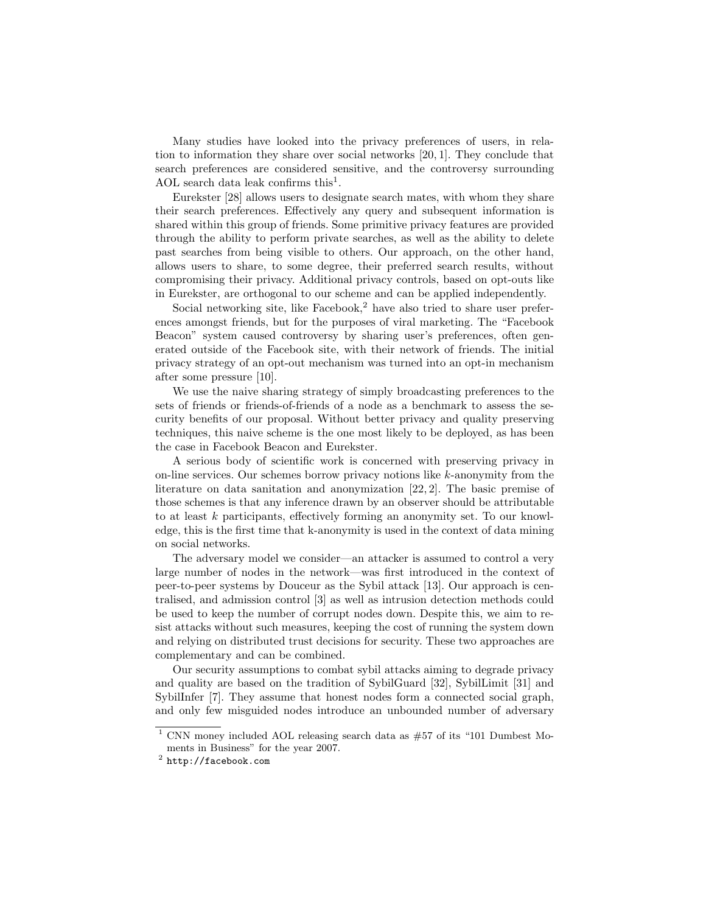Many studies have looked into the privacy preferences of users, in relation to information they share over social networks [20, 1]. They conclude that search preferences are considered sensitive, and the controversy surrounding AOL search data leak confirms this[1].

Eurekster [28] allows users to designate search mates, with whom they share their search preferences. Effectively any query and subsequent information is shared within this group of friends. Some primitive privacy features are provided through the ability to perform private searches, as well as the ability to delete past searches from being visible to others. Our approach, on the other hand, allows users to share, to some degree, their preferred search results, without compromising their privacy. Additional privacy controls, based on opt-outs like in Eurekster, are orthogonal to our scheme and can be applied independently.

Social networking site, like Facebook,[2] have also tried to share user preferences amongst friends, but for the purposes of viral marketing. The "Facebook Beacon" system caused controversy by sharing user's preferences, often generated outside of the Facebook site, with their network of friends. The initial privacy strategy of an opt-out mechanism was turned into an opt-in mechanism after some pressure [10].

We use the naive sharing strategy of simply broadcasting preferences to the sets of friends or friends-of-friends of a node as a benchmark to assess the security benefits of our proposal. Without better privacy and quality preserving techniques, this naive scheme is the one most likely to be deployed, as has been the case in Facebook Beacon and Eurekster.

A serious body of scientific work is concerned with preserving privacy in on-line services. Our schemes borrow privacy notions like $k$-anonymity from the literature on data sanitation and anonymization [22, 2]. The basic premise of those schemes is that any inference drawn by an observer should be attributable to at least $k$ participants, effectively forming an anonymity set. To our knowledge, this is the first time that k-anonymity is used in the context of data mining on social networks.

The adversary model we consider—an attacker is assumed to control a very large number of nodes in the network—was first introduced in the context of peer-to-peer systems by Douceur as the Sybil attack [13]. Our approach is centralised, and admission control [3] as well as intrusion detection methods could be used to keep the number of corrupt nodes down. Despite this, we aim to resist attacks without such measures, keeping the cost of running the system down and relying on distributed trust decisions for security. These two approaches are complementary and can be combined.

Our security assumptions to combat sybil attacks aiming to degrade privacy and quality are based on the tradition of SybilGuard [32], SybilLimit [31] and SybilInfer [7]. They assume that honest nodes form a connected social graph, and only few misguided nodes introduce an unbounded number of adversary

[1] CNN money included AOL releasing search data as #57 of its "101 Dumbest Moments in Business" for the year 2007.

[2] http://facebook.com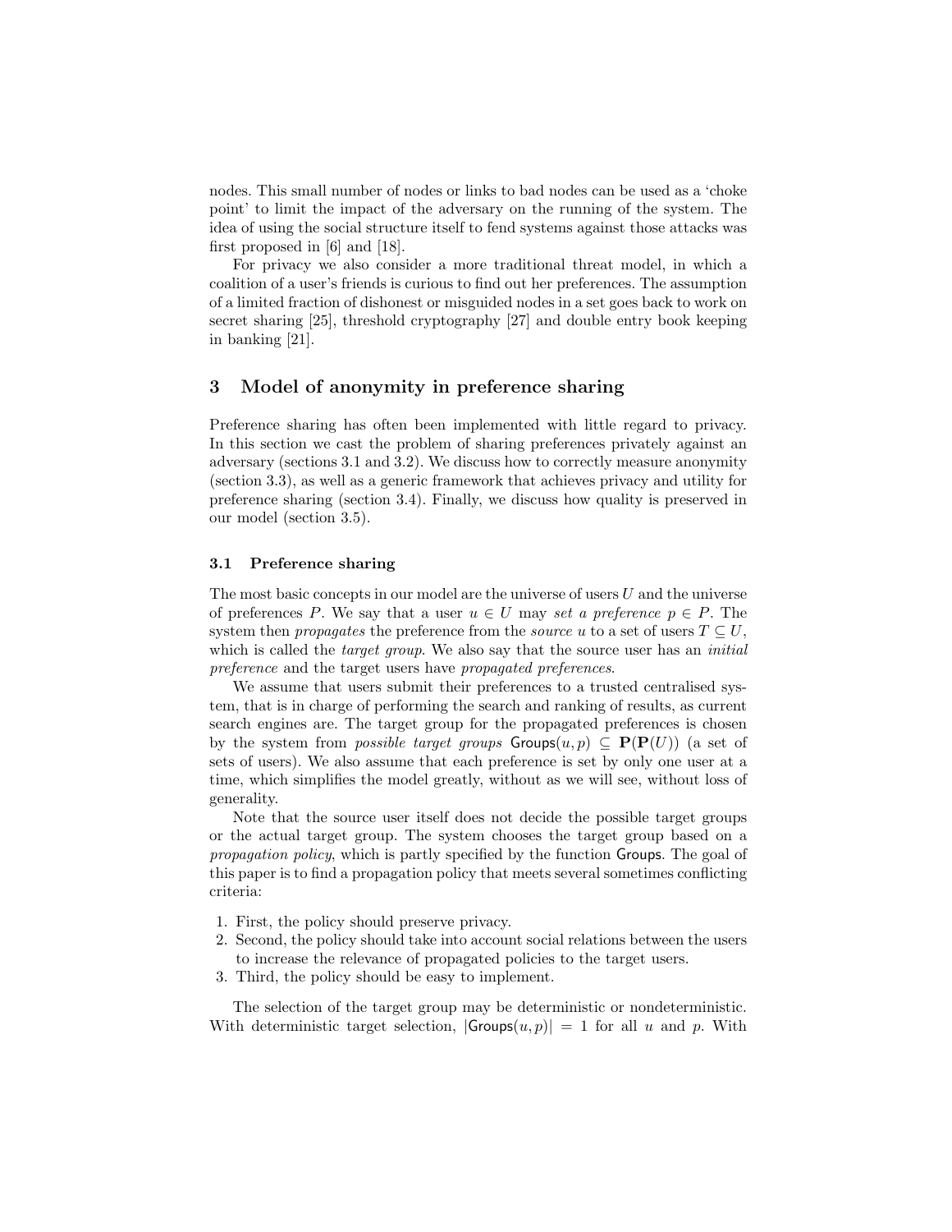nodes. This small number of nodes or links to bad nodes can be used as a 'choke point' to limit the impact of the adversary on the running of the system. The idea of using the social structure itself to fend systems against those attacks was first proposed in [6] and [18].

For privacy we also consider a more traditional threat model, in which a coalition of a user's friends is curious to find out her preferences. The assumption of a limited fraction of dishonest or misguided nodes in a set goes back to work on secret sharing [25], threshold cryptography [27] and double entry book keeping in banking [21].

## 3 Model of anonymity in preference sharing

Preference sharing has often been implemented with little regard to privacy. In this section we cast the problem of sharing preferences privately against an adversary (sections 3.1 and 3.2). We discuss how to correctly measure anonymity (section 3.3), as well as a generic framework that achieves privacy and utility for preference sharing (section 3.4). Finally, we discuss how quality is preserved in our model (section 3.5).

### 3.1 Preference sharing

The most basic concepts in our model are the universe of users $U$ and the universe of preferences $P$. We say that a user $u \in U$ may *set a preference* $p \in P$. The system then *propagates* the preference from the *source* $u$ to a set of users $T \subseteq U$, which is called the *target group*. We also say that the source user has an *initial preference* and the target users have *propagated preferences*.

We assume that users submit their preferences to a trusted centralised system, that is in charge of performing the search and ranking of results, as current search engines are. The target group for the propagated preferences is chosen by the system from *possible target groups* $\mathsf{Groups}(u, p) \subseteq \mathbf{P}(\mathbf{P}(U))$ (a set of sets of users). We also assume that each preference is set by only one user at a time, which simplifies the model greatly, without as we will see, without loss of generality.

Note that the source user itself does not decide the possible target groups or the actual target group. The system chooses the target group based on a *propagation policy*, which is partly specified by the function $\mathsf{Groups}$. The goal of this paper is to find a propagation policy that meets several sometimes conflicting criteria:

1. First, the policy should preserve privacy.
2. Second, the policy should take into account social relations between the users to increase the relevance of propagated policies to the target users.
3. Third, the policy should be easy to implement.

The selection of the target group may be deterministic or nondeterministic. With deterministic target selection, $|\mathsf{Groups}(u, p)| = 1$ for all $u$ and $p$. With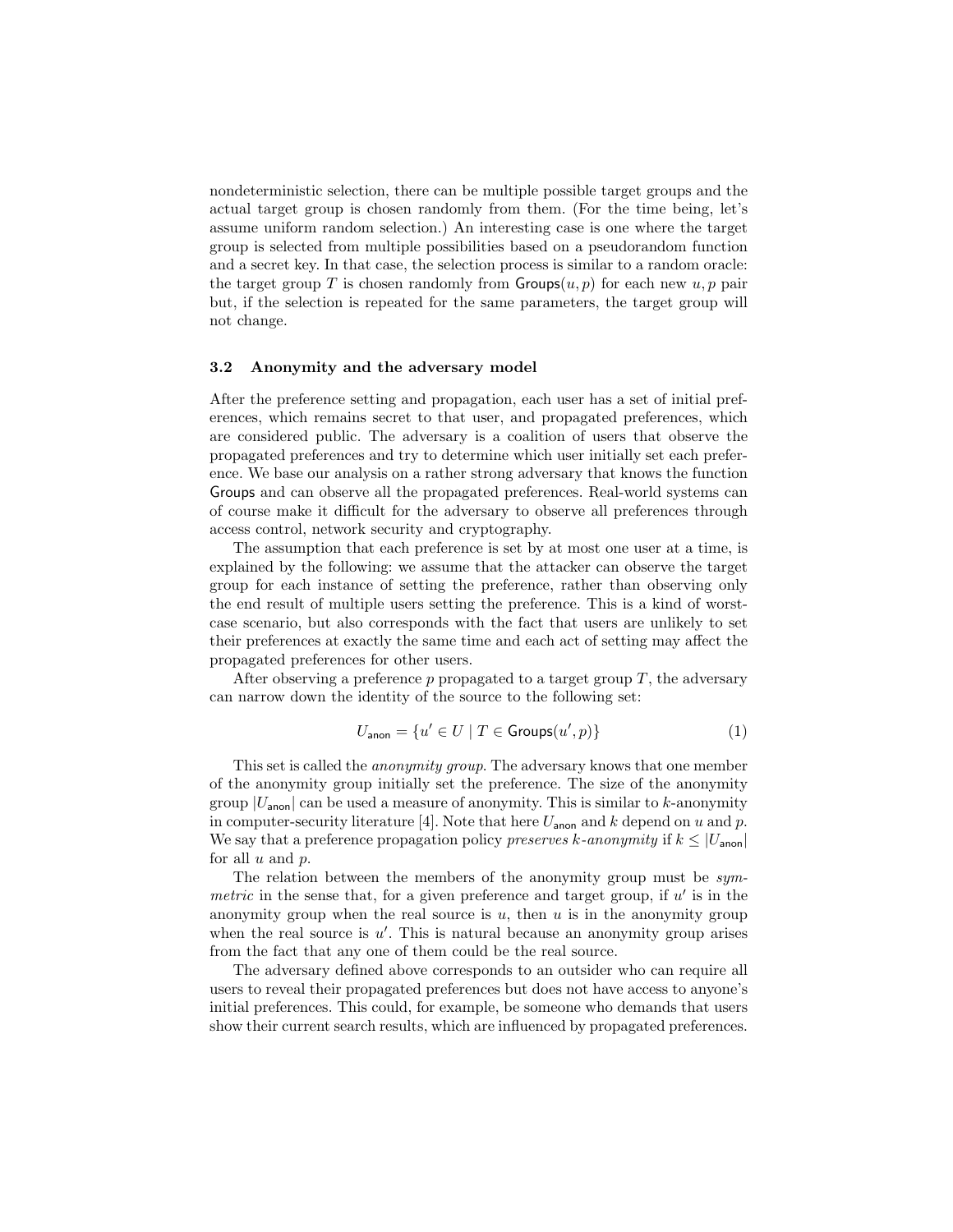nondeterministic selection, there can be multiple possible target groups and the actual target group is chosen randomly from them. (For the time being, let's assume uniform random selection.) An interesting case is one where the target group is selected from multiple possibilities based on a pseudorandom function and a secret key. In that case, the selection process is similar to a random oracle: the target group $T$ is chosen randomly from $\mathsf{Groups}(u, p)$ for each new $u, p$ pair but, if the selection is repeated for the same parameters, the target group will not change.

### 3.2 Anonymity and the adversary model

After the preference setting and propagation, each user has a set of initial preferences, which remains secret to that user, and propagated preferences, which are considered public. The adversary is a coalition of users that observe the propagated preferences and try to determine which user initially set each preference. We base our analysis on a rather strong adversary that knows the function Groups and can observe all the propagated preferences. Real-world systems can of course make it difficult for the adversary to observe all preferences through access control, network security and cryptography.

The assumption that each preference is set by at most one user at a time, is explained by the following: we assume that the attacker can observe the target group for each instance of setting the preference, rather than observing only the end result of multiple users setting the preference. This is a kind of worst-case scenario, but also corresponds with the fact that users are unlikely to set their preferences at exactly the same time and each act of setting may affect the propagated preferences for other users.

After observing a preference $p$ propagated to a target group $T$, the adversary can narrow down the identity of the source to the following set:

$$U_{\mathsf{anon}} = \{u' \in U \mid T \in \mathsf{Groups}(u', p)\} \tag{1}$$

This set is called the *anonymity group*. The adversary knows that one member of the anonymity group initially set the preference. The size of the anonymity group $|U_{\mathsf{anon}}|$ can be used a measure of anonymity. This is similar to $k$-anonymity in computer-security literature [4]. Note that here $U_{\mathsf{anon}}$ and $k$ depend on $u$ and $p$. We say that a preference propagation policy *preserves k-anonymity* if $k \leq |U_{\mathsf{anon}}|$ for all $u$ and $p$.

The relation between the members of the anonymity group must be *symmetric* in the sense that, for a given preference and target group, if $u'$ is in the anonymity group when the real source is $u$, then $u$ is in the anonymity group when the real source is $u'$. This is natural because an anonymity group arises from the fact that any one of them could be the real source.

The adversary defined above corresponds to an outsider who can require all users to reveal their propagated preferences but does not have access to anyone's initial preferences. This could, for example, be someone who demands that users show their current search results, which are influenced by propagated preferences.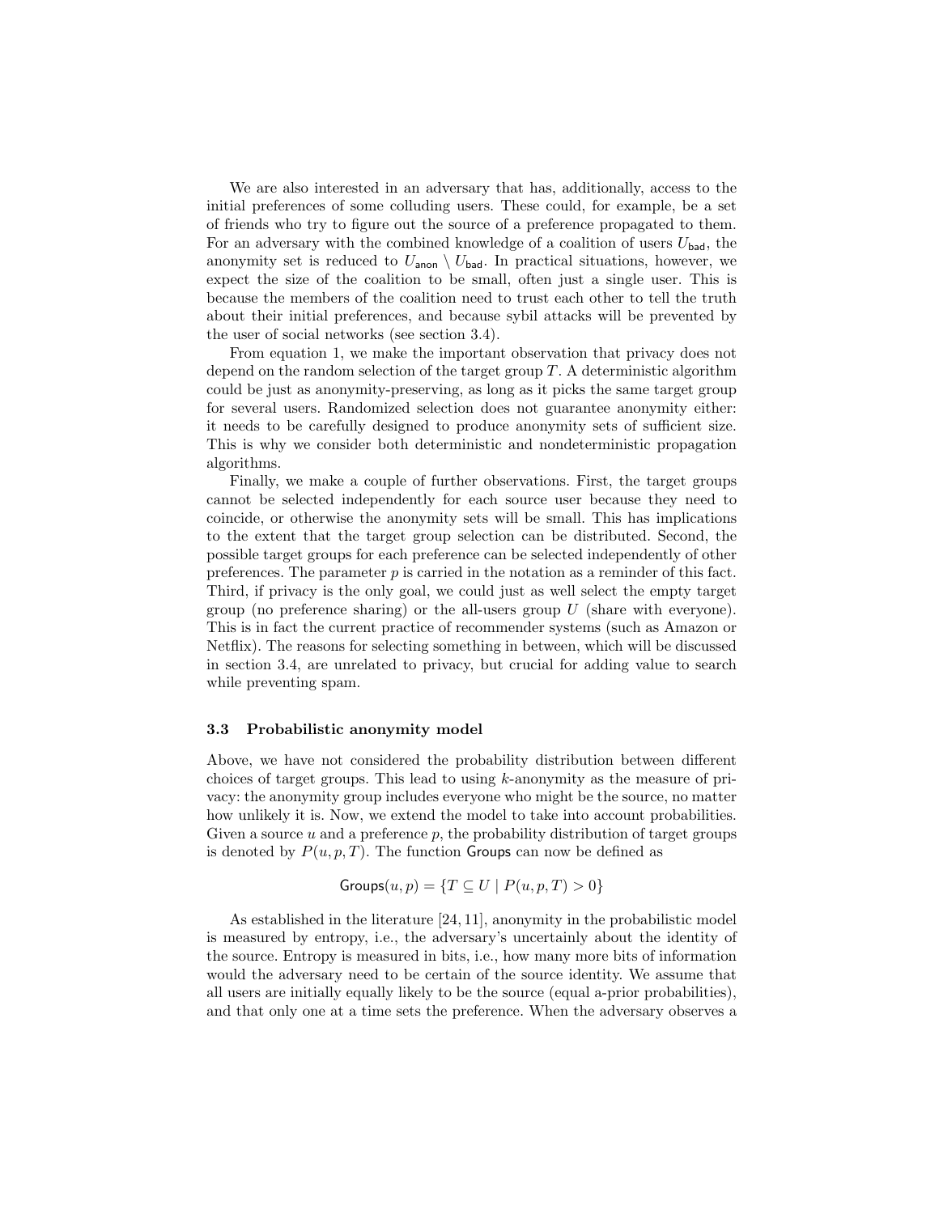We are also interested in an adversary that has, additionally, access to the initial preferences of some colluding users. These could, for example, be a set of friends who try to figure out the source of a preference propagated to them. For an adversary with the combined knowledge of a coalition of users $U_{\mathsf{bad}}$, the anonymity set is reduced to $U_{\mathsf{anon}} \setminus U_{\mathsf{bad}}$. In practical situations, however, we expect the size of the coalition to be small, often just a single user. This is because the members of the coalition need to trust each other to tell the truth about their initial preferences, and because sybil attacks will be prevented by the user of social networks (see section 3.4).

From equation 1, we make the important observation that privacy does not depend on the random selection of the target group $T$. A deterministic algorithm could be just as anonymity-preserving, as long as it picks the same target group for several users. Randomized selection does not guarantee anonymity either: it needs to be carefully designed to produce anonymity sets of sufficient size. This is why we consider both deterministic and nondeterministic propagation algorithms.

Finally, we make a couple of further observations. First, the target groups cannot be selected independently for each source user because they need to coincide, or otherwise the anonymity sets will be small. This has implications to the extent that the target group selection can be distributed. Second, the possible target groups for each preference can be selected independently of other preferences. The parameter $p$ is carried in the notation as a reminder of this fact. Third, if privacy is the only goal, we could just as well select the empty target group (no preference sharing) or the all-users group $U$ (share with everyone). This is in fact the current practice of recommender systems (such as Amazon or Netflix). The reasons for selecting something in between, which will be discussed in section 3.4, are unrelated to privacy, but crucial for adding value to search while preventing spam.

### 3.3 Probabilistic anonymity model

Above, we have not considered the probability distribution between different choices of target groups. This lead to using $k$-anonymity as the measure of privacy: the anonymity group includes everyone who might be the source, no matter how unlikely it is. Now, we extend the model to take into account probabilities. Given a source $u$ and a preference $p$, the probability distribution of target groups is denoted by $P(u, p, T)$. The function $\mathsf{Groups}$ can now be defined as

$$\mathsf{Groups}(u, p) = \{T \subseteq U \mid P(u, p, T) > 0\}$$

As established in the literature [24, 11], anonymity in the probabilistic model is measured by entropy, i.e., the adversary's uncertainly about the identity of the source. Entropy is measured in bits, i.e., how many more bits of information would the adversary need to be certain of the source identity. We assume that all users are initially equally likely to be the source (equal a-prior probabilities), and that only one at a time sets the preference. When the adversary observes a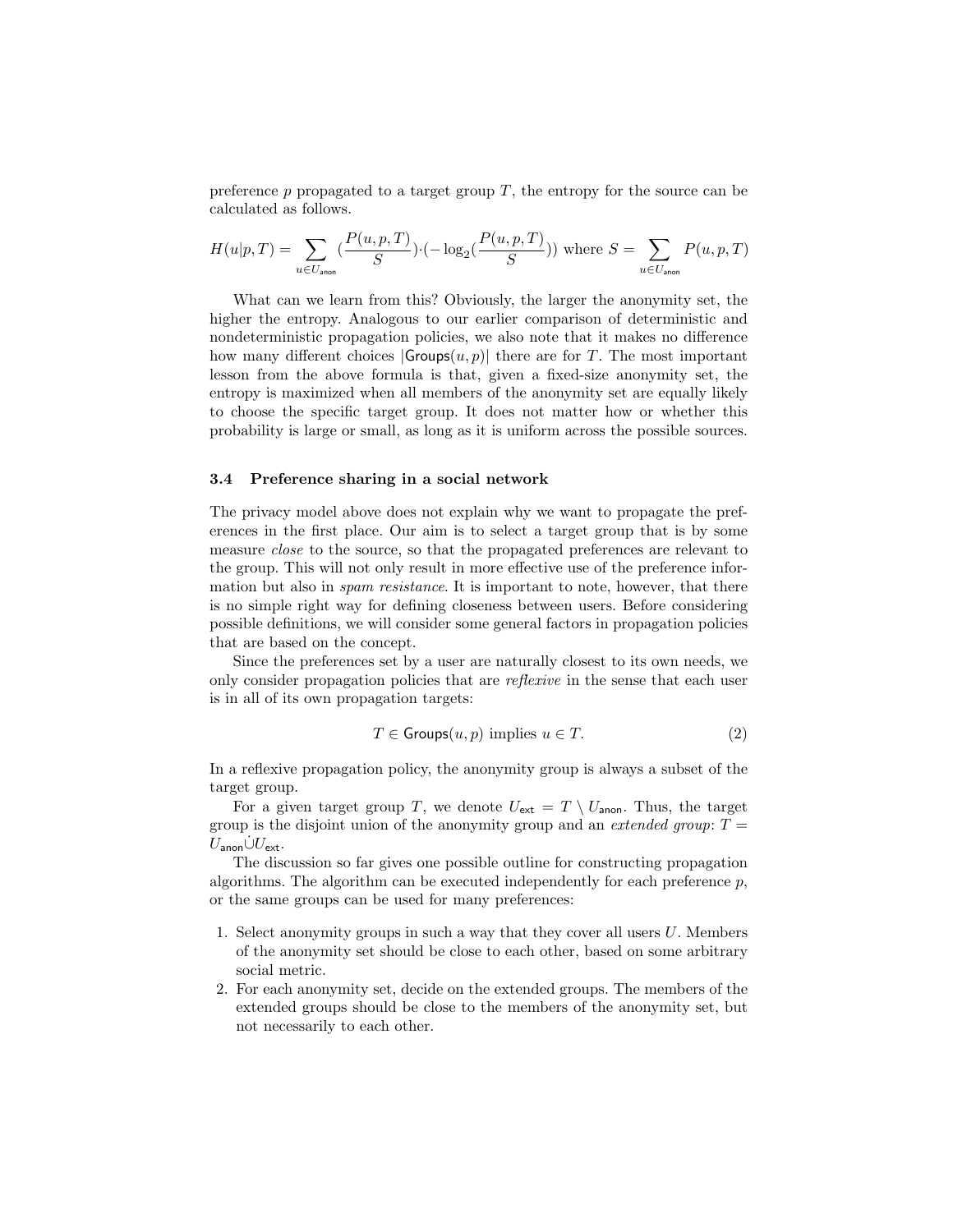preference $p$ propagated to a target group $T$, the entropy for the source can be calculated as follows.

$$H(u|p,T) = \sum_{u \in U_{\mathsf{anon}}} \left(\frac{P(u,p,T)}{S}\right) \cdot \left(-\log_2\left(\frac{P(u,p,T)}{S}\right)\right) \text{ where } S = \sum_{u \in U_{\mathsf{anon}}} P(u,p,T)$$

What can we learn from this? Obviously, the larger the anonymity set, the higher the entropy. Analogous to our earlier comparison of deterministic and nondeterministic propagation policies, we also note that it makes no difference how many different choices $|\mathsf{Groups}(u,p)|$ there are for $T$. The most important lesson from the above formula is that, given a fixed-size anonymity set, the entropy is maximized when all members of the anonymity set are equally likely to choose the specific target group. It does not matter how or whether this probability is large or small, as long as it is uniform across the possible sources.

### 3.4 Preference sharing in a social network

The privacy model above does not explain why we want to propagate the preferences in the first place. Our aim is to select a target group that is by some measure *close* to the source, so that the propagated preferences are relevant to the group. This will not only result in more effective use of the preference information but also in *spam resistance*. It is important to note, however, that there is no simple right way for defining closeness between users. Before considering possible definitions, we will consider some general factors in propagation policies that are based on the concept.

Since the preferences set by a user are naturally closest to its own needs, we only consider propagation policies that are *reflexive* in the sense that each user is in all of its own propagation targets:

$$T \in \mathsf{Groups}(u,p) \text{ implies } u \in T. \tag{2}$$

In a reflexive propagation policy, the anonymity group is always a subset of the target group.

For a given target group $T$, we denote $U_{\mathsf{ext}} = T \setminus U_{\mathsf{anon}}$. Thus, the target group is the disjoint union of the anonymity group and an *extended group*: $T = U_{\mathsf{anon}} \dot{\cup} U_{\mathsf{ext}}$.

The discussion so far gives one possible outline for constructing propagation algorithms. The algorithm can be executed independently for each preference $p$, or the same groups can be used for many preferences:

1. Select anonymity groups in such a way that they cover all users $U$. Members of the anonymity set should be close to each other, based on some arbitrary social metric.
2. For each anonymity set, decide on the extended groups. The members of the extended groups should be close to the members of the anonymity set, but not necessarily to each other.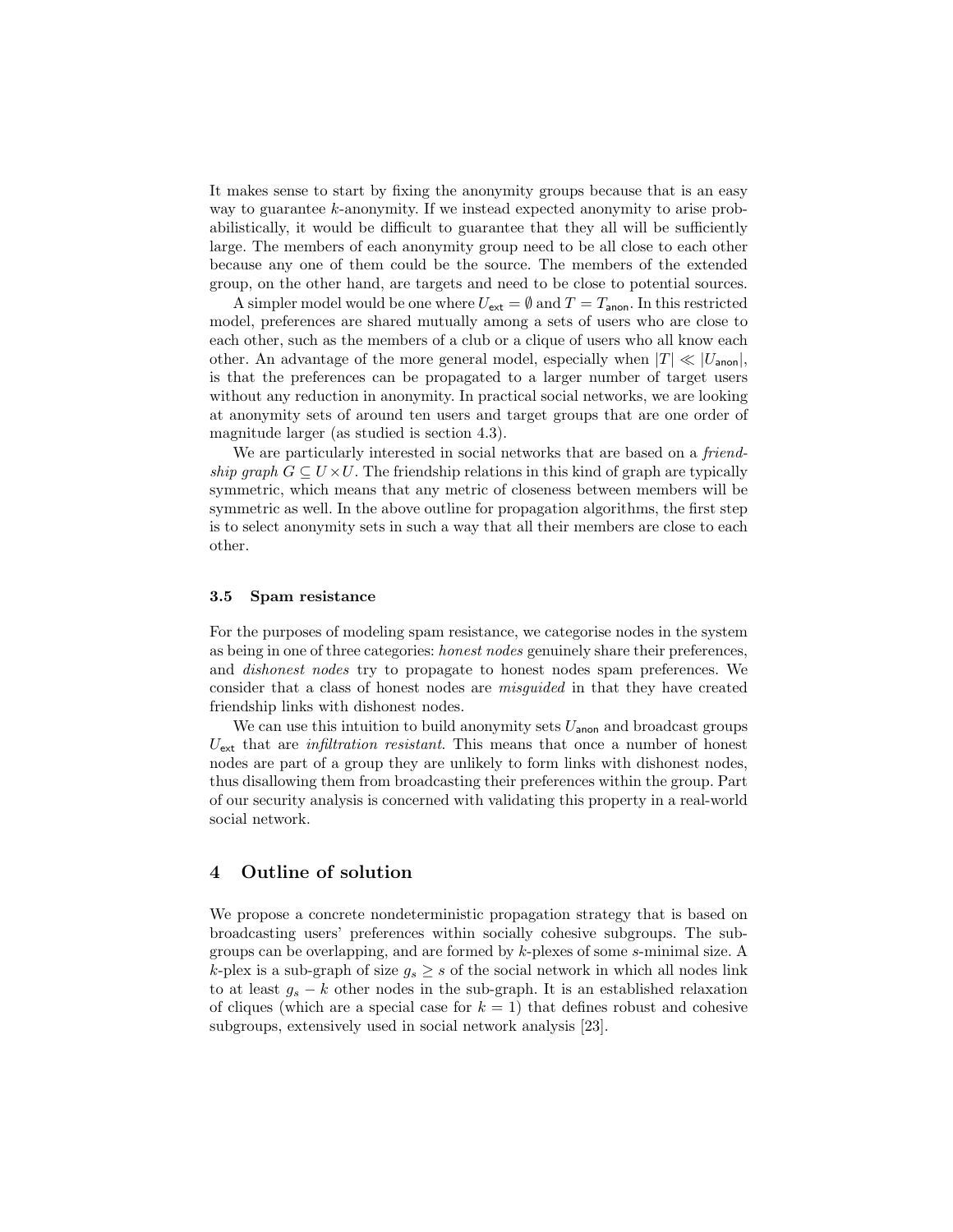It makes sense to start by fixing the anonymity groups because that is an easy way to guarantee $k$-anonymity. If we instead expected anonymity to arise probabilistically, it would be difficult to guarantee that they all will be sufficiently large. The members of each anonymity group need to be all close to each other because any one of them could be the source. The members of the extended group, on the other hand, are targets and need to be close to potential sources.

A simpler model would be one where $U_{\mathsf{ext}} = \emptyset$ and $T = T_{\mathsf{anon}}$. In this restricted model, preferences are shared mutually among a sets of users who are close to each other, such as the members of a club or a clique of users who all know each other. An advantage of the more general model, especially when $|T| \ll |U_{\mathsf{anon}}|$, is that the preferences can be propagated to a larger number of target users without any reduction in anonymity. In practical social networks, we are looking at anonymity sets of around ten users and target groups that are one order of magnitude larger (as studied is section 4.3).

We are particularly interested in social networks that are based on a *friendship graph* $G \subseteq U \times U$. The friendship relations in this kind of graph are typically symmetric, which means that any metric of closeness between members will be symmetric as well. In the above outline for propagation algorithms, the first step is to select anonymity sets in such a way that all their members are close to each other.

### 3.5 Spam resistance

For the purposes of modeling spam resistance, we categorise nodes in the system as being in one of three categories: *honest nodes* genuinely share their preferences, and *dishonest nodes* try to propagate to honest nodes spam preferences. We consider that a class of honest nodes are *misguided* in that they have created friendship links with dishonest nodes.

We can use this intuition to build anonymity sets $U_{\mathsf{anon}}$ and broadcast groups $U_{\mathsf{ext}}$ that are *infiltration resistant*. This means that once a number of honest nodes are part of a group they are unlikely to form links with dishonest nodes, thus disallowing them from broadcasting their preferences within the group. Part of our security analysis is concerned with validating this property in a real-world social network.

## 4 Outline of solution

We propose a concrete nondeterministic propagation strategy that is based on broadcasting users' preferences within socially cohesive subgroups. The subgroups can be overlapping, and are formed by $k$-plexes of some $s$-minimal size. A $k$-plex is a sub-graph of size $g_s \geq s$ of the social network in which all nodes link to at least $g_s - k$ other nodes in the sub-graph. It is an established relaxation of cliques (which are a special case for $k = 1$) that defines robust and cohesive subgroups, extensively used in social network analysis [23].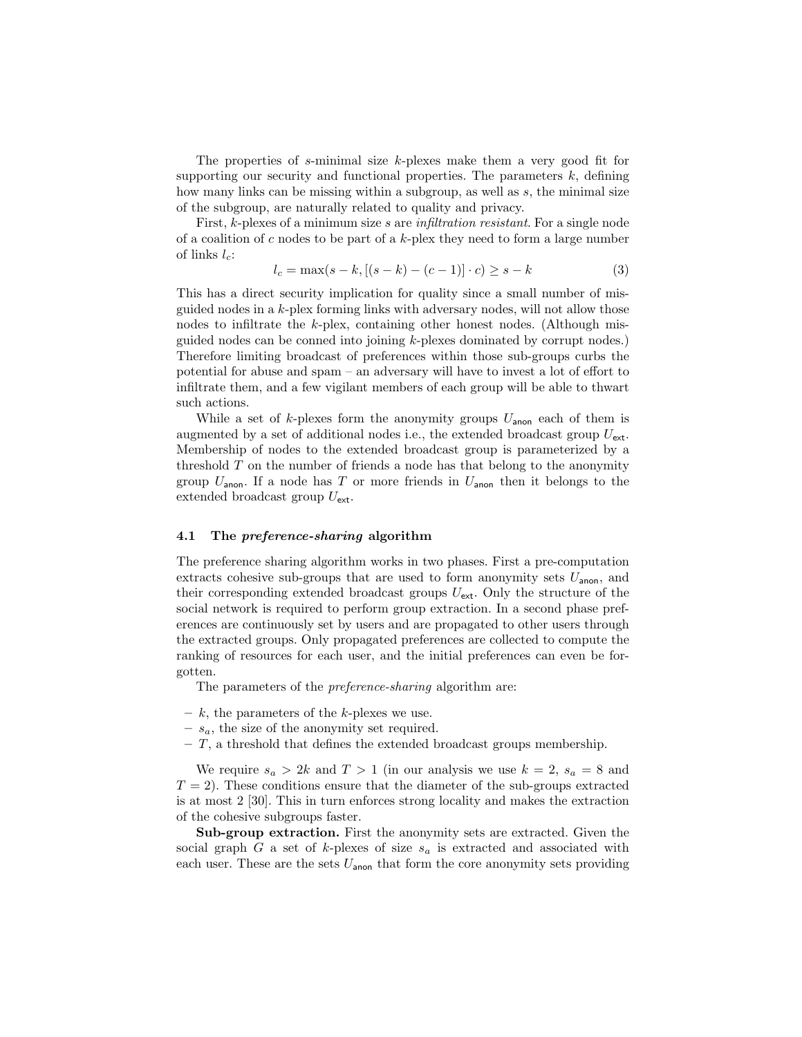The properties of $s$-minimal size $k$-plexes make them a very good fit for supporting our security and functional properties. The parameters $k$, defining how many links can be missing within a subgroup, as well as $s$, the minimal size of the subgroup, are naturally related to quality and privacy.

First, $k$-plexes of a minimum size $s$ are *infiltration resistant*. For a single node of a coalition of $c$ nodes to be part of a $k$-plex they need to form a large number of links $l_c$:

$$l_c = \max(s - k, [(s - k) - (c - 1)] \cdot c) \geq s - k \tag{3}$$

This has a direct security implication for quality since a small number of misguided nodes in a $k$-plex forming links with adversary nodes, will not allow those nodes to infiltrate the $k$-plex, containing other honest nodes. (Although misguided nodes can be conned into joining $k$-plexes dominated by corrupt nodes.) Therefore limiting broadcast of preferences within those sub-groups curbs the potential for abuse and spam – an adversary will have to invest a lot of effort to infiltrate them, and a few vigilant members of each group will be able to thwart such actions.

While a set of $k$-plexes form the anonymity groups $U_{\mathsf{anon}}$ each of them is augmented by a set of additional nodes i.e., the extended broadcast group $U_{\mathsf{ext}}$. Membership of nodes to the extended broadcast group is parameterized by a threshold $T$ on the number of friends a node has that belong to the anonymity group $U_{\mathsf{anon}}$. If a node has $T$ or more friends in $U_{\mathsf{anon}}$ then it belongs to the extended broadcast group $U_{\mathsf{ext}}$.

### 4.1 The *preference-sharing* algorithm

The preference sharing algorithm works in two phases. First a pre-computation extracts cohesive sub-groups that are used to form anonymity sets $U_{\mathsf{anon}}$, and their corresponding extended broadcast groups $U_{\mathsf{ext}}$. Only the structure of the social network is required to perform group extraction. In a second phase preferences are continuously set by users and are propagated to other users through the extracted groups. Only propagated preferences are collected to compute the ranking of resources for each user, and the initial preferences can even be forgotten.

The parameters of the *preference-sharing* algorithm are:

- $k$, the parameters of the $k$-plexes we use.
- $s_a$, the size of the anonymity set required.
- $T$, a threshold that defines the extended broadcast groups membership.

We require $s_a > 2k$ and $T > 1$ (in our analysis we use $k = 2$, $s_a = 8$ and $T = 2$). These conditions ensure that the diameter of the sub-groups extracted is at most 2 [30]. This in turn enforces strong locality and makes the extraction of the cohesive subgroups faster.

**Sub-group extraction.** First the anonymity sets are extracted. Given the social graph $G$ a set of $k$-plexes of size $s_a$ is extracted and associated with each user. These are the sets $U_{\mathsf{anon}}$ that form the core anonymity sets providing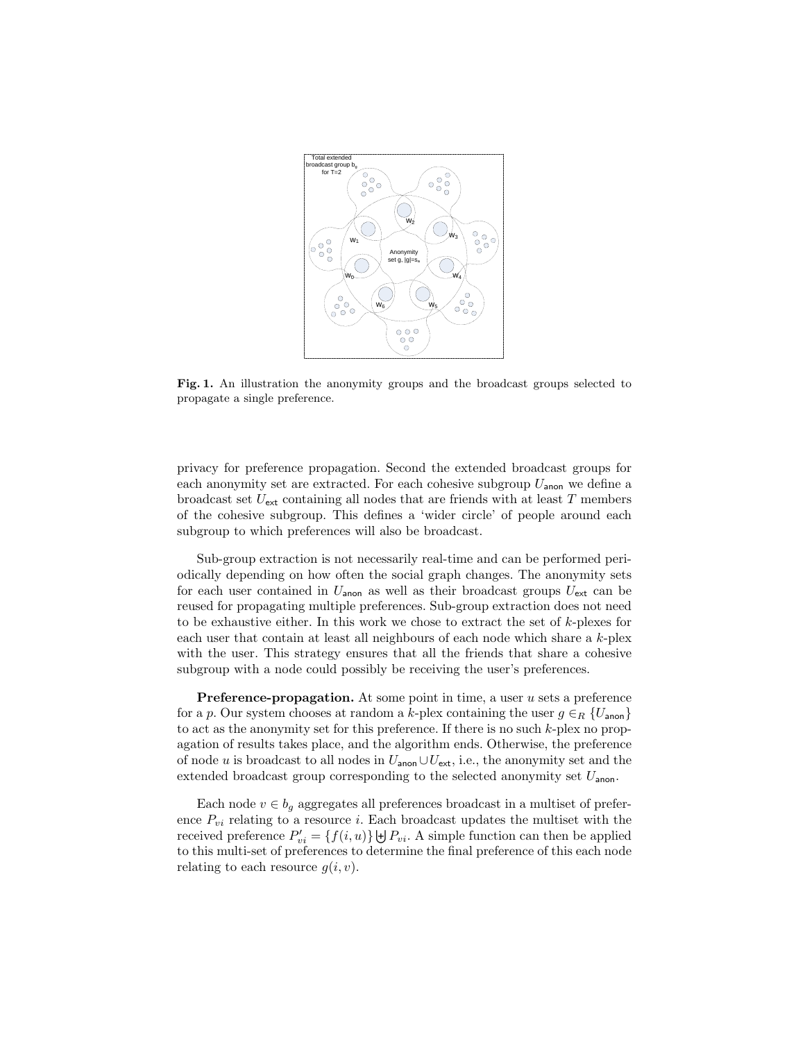**Fig. 1.** An illustration the anonymity groups and the broadcast groups selected to propagate a single preference.

privacy for preference propagation. Second the extended broadcast groups for each anonymity set are extracted. For each cohesive subgroup $U_{\mathsf{anon}}$ we define a broadcast set $U_{\mathsf{ext}}$ containing all nodes that are friends with at least $T$ members of the cohesive subgroup. This defines a 'wider circle' of people around each subgroup to which preferences will also be broadcast.

Sub-group extraction is not necessarily real-time and can be performed periodically depending on how often the social graph changes. The anonymity sets for each user contained in $U_{\mathsf{anon}}$ as well as their broadcast groups $U_{\mathsf{ext}}$ can be reused for propagating multiple preferences. Sub-group extraction does not need to be exhaustive either. In this work we chose to extract the set of $k$-plexes for each user that contain at least all neighbours of each node which share a $k$-plex with the user. This strategy ensures that all the friends that share a cohesive subgroup with a node could possibly be receiving the user's preferences.

**Preference-propagation.** At some point in time, a user $u$ sets a preference for a $p$. Our system chooses at random a $k$-plex containing the user $g \in_R \{U_{\mathsf{anon}}\}$ to act as the anonymity set for this preference. If there is no such $k$-plex no propagation of results takes place, and the algorithm ends. Otherwise, the preference of node $u$ is broadcast to all nodes in $U_{\mathsf{anon}} \cup U_{\mathsf{ext}}$, i.e., the anonymity set and the extended broadcast group corresponding to the selected anonymity set $U_{\mathsf{anon}}$.

Each node $v \in b_g$ aggregates all preferences broadcast in a multiset of preference $P_{vi}$ relating to a resource $i$. Each broadcast updates the multiset with the received preference $P'_{vi} = \{f(i, u)\} \uplus P_{vi}$. A simple function can then be applied to this multi-set of preferences to determine the final preference of this each node relating to each resource $g(i, v)$.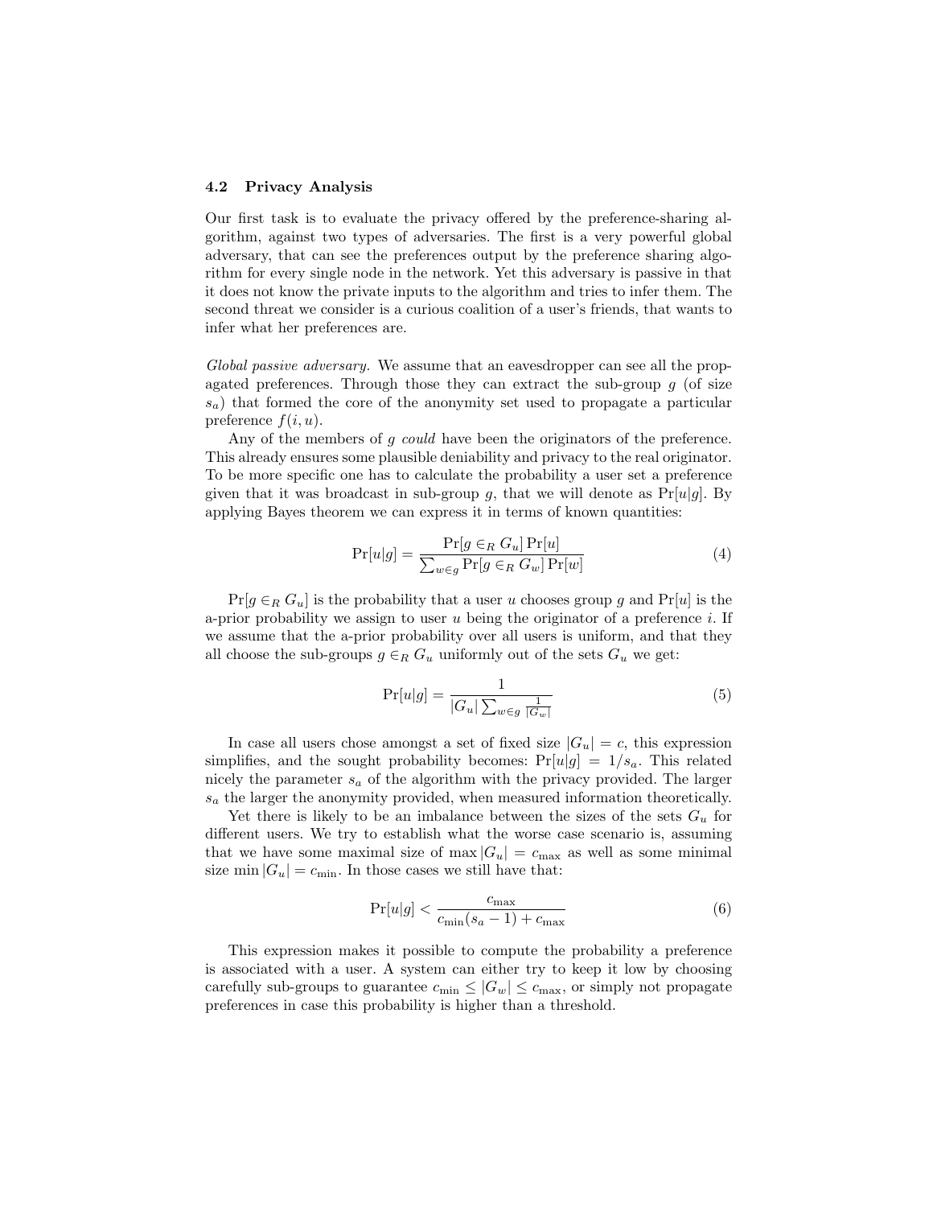### 4.2 Privacy Analysis

Our first task is to evaluate the privacy offered by the preference-sharing algorithm, against two types of adversaries. The first is a very powerful global adversary, that can see the preferences output by the preference sharing algorithm for every single node in the network. Yet this adversary is passive in that it does not know the private inputs to the algorithm and tries to infer them. The second threat we consider is a curious coalition of a user's friends, that wants to infer what her preferences are.

*Global passive adversary.* We assume that an eavesdropper can see all the propagated preferences. Through those they can extract the sub-group $g$ (of size $s_a$) that formed the core of the anonymity set used to propagate a particular preference $f(i, u)$.

Any of the members of $g$ *could* have been the originators of the preference. This already ensures some plausible deniability and privacy to the real originator. To be more specific one has to calculate the probability a user set a preference given that it was broadcast in sub-group $g$, that we will denote as $\Pr[u|g]$. By applying Bayes theorem we can express it in terms of known quantities:

$$\Pr[u|g] = \frac{\Pr[g \in_R G_u] \Pr[u]}{\sum_{w \in g} \Pr[g \in_R G_w] \Pr[w]} \tag{4}$$

$\Pr[g \in_R G_u]$ is the probability that a user $u$ chooses group $g$ and $\Pr[u]$ is the a-prior probability we assign to user $u$ being the originator of a preference $i$. If we assume that the a-prior probability over all users is uniform, and that they all choose the sub-groups $g \in_R G_u$ uniformly out of the sets $G_u$ we get:

$$\Pr[u|g] = \frac{1}{|G_u| \sum_{w \in g} \frac{1}{|G_w|}} \tag{5}$$

In case all users chose amongst a set of fixed size $|G_u| = c$, this expression simplifies, and the sought probability becomes: $\Pr[u|g] = 1/s_a$. This related nicely the parameter $s_a$ of the algorithm with the privacy provided. The larger $s_a$ the larger the anonymity provided, when measured information theoretically.

Yet there is likely to be an imbalance between the sizes of the sets $G_u$ for different users. We try to establish what the worse case scenario is, assuming that we have some maximal size of $\max |G_u| = c_{\max}$ as well as some minimal size $\min |G_u| = c_{\min}$. In those cases we still have that:

$$\Pr[u|g] < \frac{c_{\max}}{c_{\min}(s_a - 1) + c_{\max}} \tag{6}$$

This expression makes it possible to compute the probability a preference is associated with a user. A system can either try to keep it low by choosing carefully sub-groups to guarantee $c_{\min} \leq |G_w| \leq c_{\max}$, or simply not propagate preferences in case this probability is higher than a threshold.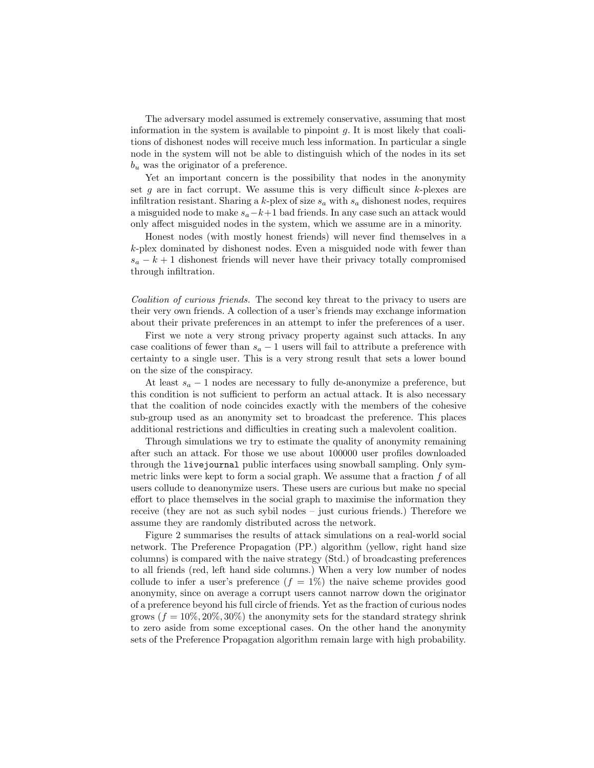The adversary model assumed is extremely conservative, assuming that most information in the system is available to pinpoint $g$. It is most likely that coalitions of dishonest nodes will receive much less information. In particular a single node in the system will not be able to distinguish which of the nodes in its set $b_u$ was the originator of a preference.

Yet an important concern is the possibility that nodes in the anonymity set $g$ are in fact corrupt. We assume this is very difficult since $k$-plexes are infiltration resistant. Sharing a $k$-plex of size $s_a$ with $s_a$ dishonest nodes, requires a misguided node to make $s_a - k + 1$ bad friends. In any case such an attack would only affect misguided nodes in the system, which we assume are in a minority.

Honest nodes (with mostly honest friends) will never find themselves in a $k$-plex dominated by dishonest nodes. Even a misguided node with fewer than $s_a - k + 1$ dishonest friends will never have their privacy totally compromised through infiltration.

*Coalition of curious friends.* The second key threat to the privacy to users are their very own friends. A collection of a user's friends may exchange information about their private preferences in an attempt to infer the preferences of a user.

First we note a very strong privacy property against such attacks. In any case coalitions of fewer than $s_a - 1$ users will fail to attribute a preference with certainty to a single user. This is a very strong result that sets a lower bound on the size of the conspiracy.

At least $s_a - 1$ nodes are necessary to fully de-anonymize a preference, but this condition is not sufficient to perform an actual attack. It is also necessary that the coalition of node coincides exactly with the members of the cohesive sub-group used as an anonymity set to broadcast the preference. This places additional restrictions and difficulties in creating such a malevolent coalition.

Through simulations we try to estimate the quality of anonymity remaining after such an attack. For those we use about 100000 user profiles downloaded through the `livejournal` public interfaces using snowball sampling. Only symmetric links were kept to form a social graph. We assume that a fraction $f$ of all users collude to deanonymize users. These users are curious but make no special effort to place themselves in the social graph to maximise the information they receive (they are not as such sybil nodes – just curious friends.) Therefore we assume they are randomly distributed across the network.

Figure 2 summarises the results of attack simulations on a real-world social network. The Preference Propagation (PP.) algorithm (yellow, right hand size columns) is compared with the naive strategy (Std.) of broadcasting preferences to all friends (red, left hand side columns.) When a very low number of nodes collude to infer a user's preference ($f = 1\%$) the naive scheme provides good anonymity, since on average a corrupt users cannot narrow down the originator of a preference beyond his full circle of friends. Yet as the fraction of curious nodes grows ($f = 10\%, 20\%, 30\%$) the anonymity sets for the standard strategy shrink to zero aside from some exceptional cases. On the other hand the anonymity sets of the Preference Propagation algorithm remain large with high probability.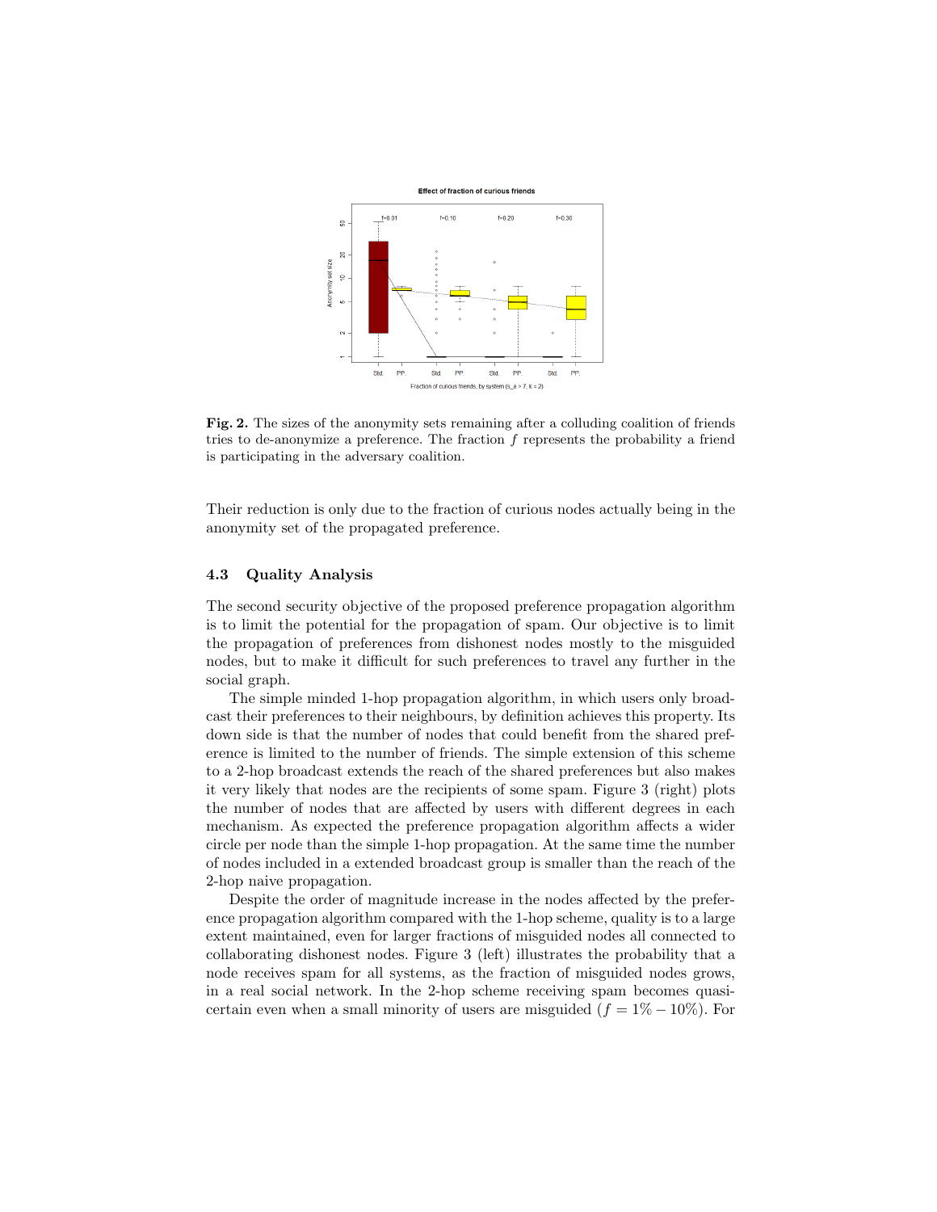**Fig. 2.** The sizes of the anonymity sets remaining after a colluding coalition of friends tries to de-anonymize a preference. The fraction $f$ represents the probability a friend is participating in the adversary coalition.

Their reduction is only due to the fraction of curious nodes actually being in the anonymity set of the propagated preference.

### 4.3 Quality Analysis

The second security objective of the proposed preference propagation algorithm is to limit the potential for the propagation of spam. Our objective is to limit the propagation of preferences from dishonest nodes mostly to the misguided nodes, but to make it difficult for such preferences to travel any further in the social graph.

The simple minded 1-hop propagation algorithm, in which users only broadcast their preferences to their neighbours, by definition achieves this property. Its down side is that the number of nodes that could benefit from the shared preference is limited to the number of friends. The simple extension of this scheme to a 2-hop broadcast extends the reach of the shared preferences but also makes it very likely that nodes are the recipients of some spam. Figure 3 (right) plots the number of nodes that are affected by users with different degrees in each mechanism. As expected the preference propagation algorithm affects a wider circle per node than the simple 1-hop propagation. At the same time the number of nodes included in a extended broadcast group is smaller than the reach of the 2-hop naive propagation.

Despite the order of magnitude increase in the nodes affected by the preference propagation algorithm compared with the 1-hop scheme, quality is to a large extent maintained, even for larger fractions of misguided nodes all connected to collaborating dishonest nodes. Figure 3 (left) illustrates the probability that a node receives spam for all systems, as the fraction of misguided nodes grows, in a real social network. In the 2-hop scheme receiving spam becomes quasi-certain even when a small minority of users are misguided ($f = 1\% - 10\%$). For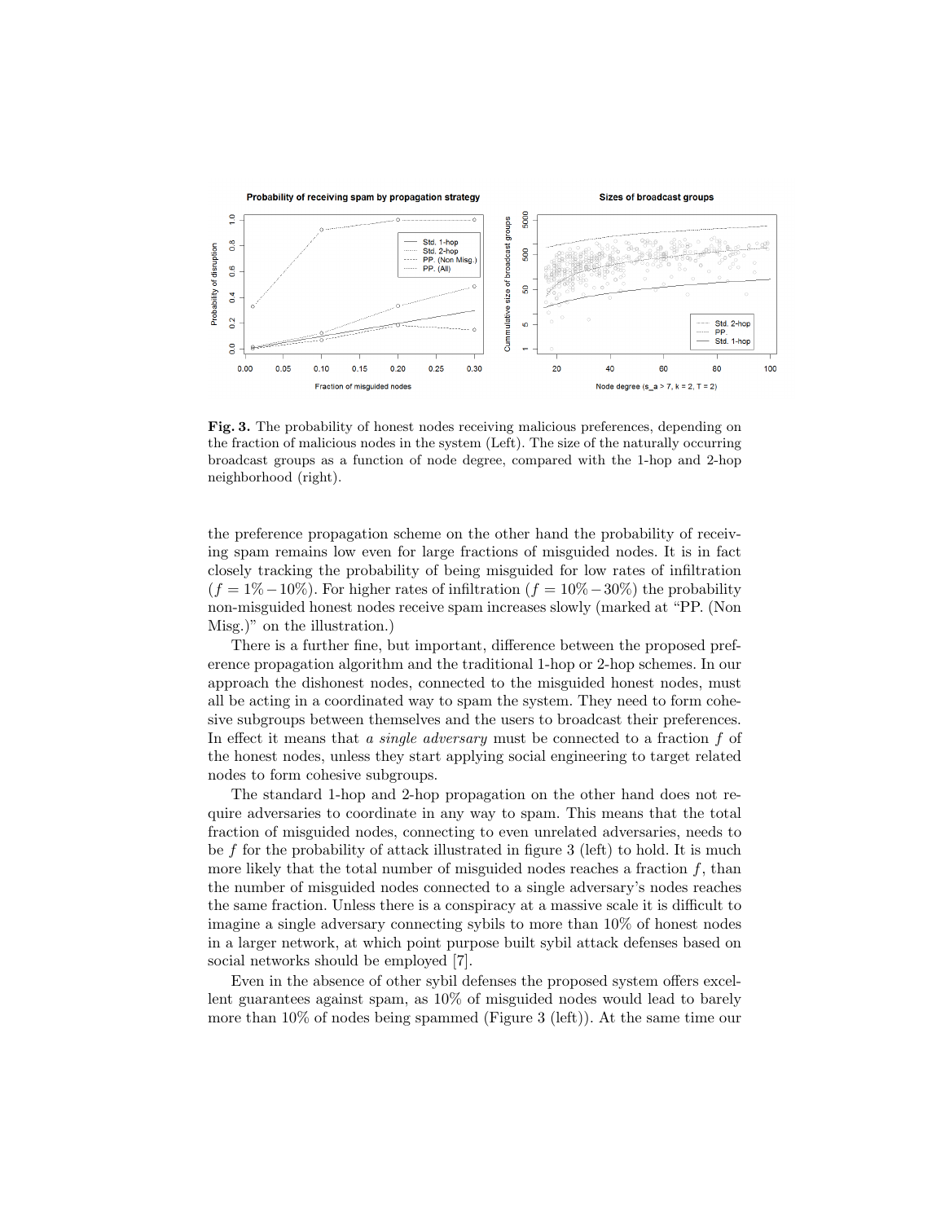**Fig. 3.** The probability of honest nodes receiving malicious preferences, depending on the fraction of malicious nodes in the system (Left). The size of the naturally occurring broadcast groups as a function of node degree, compared with the 1-hop and 2-hop neighborhood (right).

the preference propagation scheme on the other hand the probability of receiving spam remains low even for large fractions of misguided nodes. It is in fact closely tracking the probability of being misguided for low rates of infiltration ($f = 1\% - 10\%$). For higher rates of infiltration ($f = 10\% - 30\%$) the probability non-misguided honest nodes receive spam increases slowly (marked at "PP. (Non Misg.)" on the illustration.)

There is a further fine, but important, difference between the proposed preference propagation algorithm and the traditional 1-hop or 2-hop schemes. In our approach the dishonest nodes, connected to the misguided honest nodes, must all be acting in a coordinated way to spam the system. They need to form cohesive subgroups between themselves and the users to broadcast their preferences. In effect it means that *a single adversary* must be connected to a fraction $f$ of the honest nodes, unless they start applying social engineering to target related nodes to form cohesive subgroups.

The standard 1-hop and 2-hop propagation on the other hand does not require adversaries to coordinate in any way to spam. This means that the total fraction of misguided nodes, connecting to even unrelated adversaries, needs to be $f$ for the probability of attack illustrated in figure 3 (left) to hold. It is much more likely that the total number of misguided nodes reaches a fraction $f$, than the number of misguided nodes connected to a single adversary's nodes reaches the same fraction. Unless there is a conspiracy at a massive scale it is difficult to imagine a single adversary connecting sybils to more than 10% of honest nodes in a larger network, at which point purpose built sybil attack defenses based on social networks should be employed [7].

Even in the absence of other sybil defenses the proposed system offers excellent guarantees against spam, as 10% of misguided nodes would lead to barely more than 10% of nodes being spammed (Figure 3 (left)). At the same time our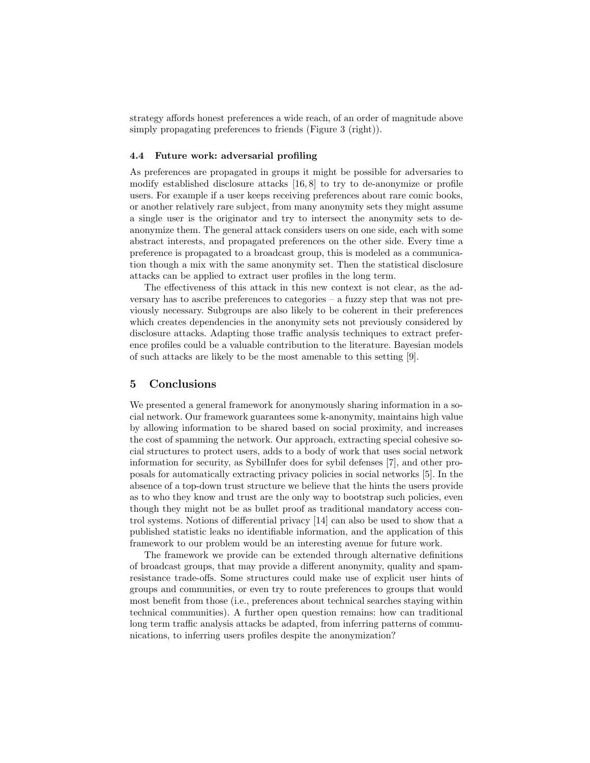strategy affords honest preferences a wide reach, of an order of magnitude above simply propagating preferences to friends (Figure 3 (right)).

### 4.4 Future work: adversarial profiling

As preferences are propagated in groups it might be possible for adversaries to modify established disclosure attacks [16, 8] to try to de-anonymize or profile users. For example if a user keeps receiving preferences about rare comic books, or another relatively rare subject, from many anonymity sets they might assume a single user is the originator and try to intersect the anonymity sets to de-anonymize them. The general attack considers users on one side, each with some abstract interests, and propagated preferences on the other side. Every time a preference is propagated to a broadcast group, this is modeled as a communication though a mix with the same anonymity set. Then the statistical disclosure attacks can be applied to extract user profiles in the long term.

The effectiveness of this attack in this new context is not clear, as the adversary has to ascribe preferences to categories – a fuzzy step that was not previously necessary. Subgroups are also likely to be coherent in their preferences which creates dependencies in the anonymity sets not previously considered by disclosure attacks. Adapting those traffic analysis techniques to extract preference profiles could be a valuable contribution to the literature. Bayesian models of such attacks are likely to be the most amenable to this setting [9].

## 5 Conclusions

We presented a general framework for anonymously sharing information in a social network. Our framework guarantees some k-anonymity, maintains high value by allowing information to be shared based on social proximity, and increases the cost of spamming the network. Our approach, extracting special cohesive social structures to protect users, adds to a body of work that uses social network information for security, as SybilInfer does for sybil defenses [7], and other proposals for automatically extracting privacy policies in social networks [5]. In the absence of a top-down trust structure we believe that the hints the users provide as to who they know and trust are the only way to bootstrap such policies, even though they might not be as bullet proof as traditional mandatory access control systems. Notions of differential privacy [14] can also be used to show that a published statistic leaks no identifiable information, and the application of this framework to our problem would be an interesting avenue for future work.

The framework we provide can be extended through alternative definitions of broadcast groups, that may provide a different anonymity, quality and spam-resistance trade-offs. Some structures could make use of explicit user hints of groups and communities, or even try to route preferences to groups that would most benefit from those (i.e., preferences about technical searches staying within technical communities). A further open question remains: how can traditional long term traffic analysis attacks be adapted, from inferring patterns of communications, to inferring users profiles despite the anonymization?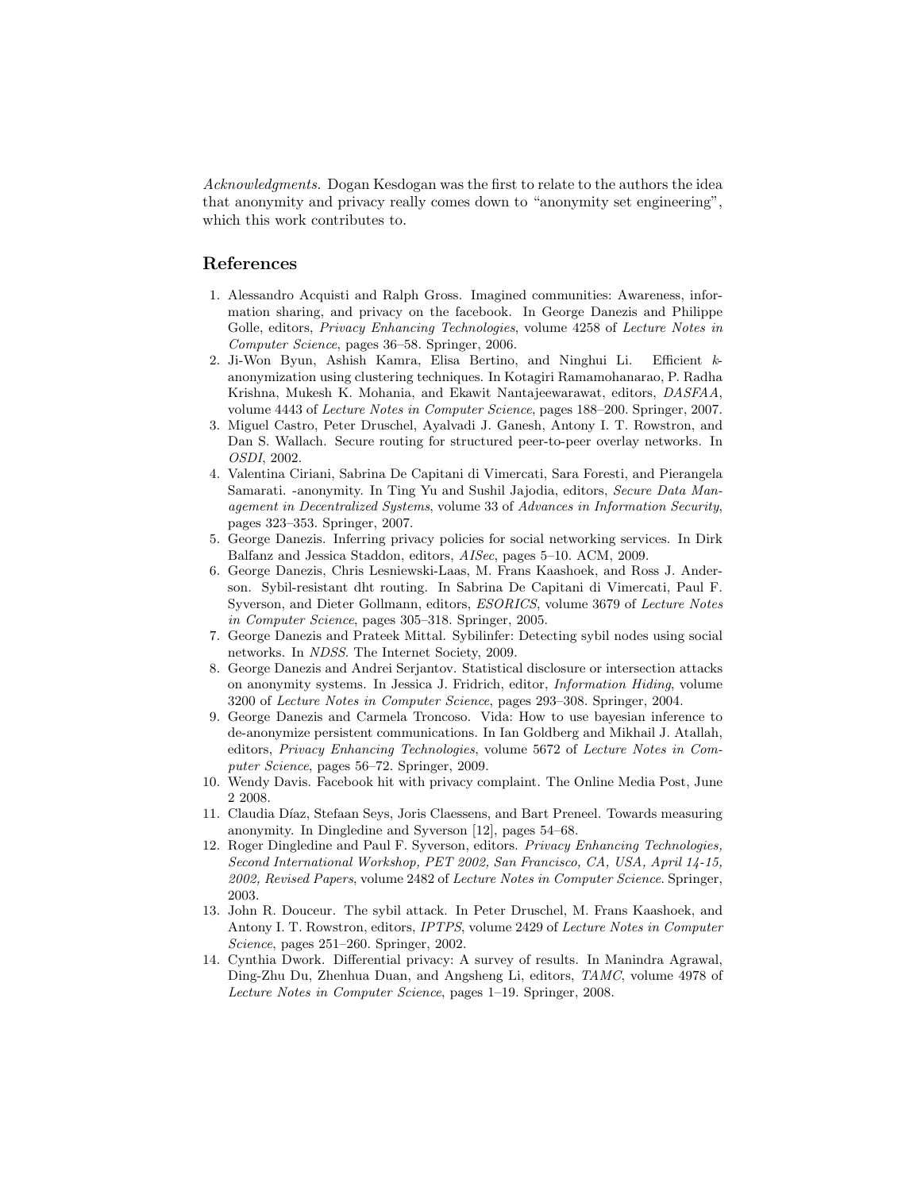*Acknowledgments.* Dogan Kesdogan was the first to relate to the authors the idea that anonymity and privacy really comes down to "anonymity set engineering", which this work contributes to.

## References

1. Alessandro Acquisti and Ralph Gross. Imagined communities: Awareness, information sharing, and privacy on the facebook. In George Danezis and Philippe Golle, editors, *Privacy Enhancing Technologies*, volume 4258 of *Lecture Notes in Computer Science*, pages 36–58. Springer, 2006.
2. Ji-Won Byun, Ashish Kamra, Elisa Bertino, and Ninghui Li. Efficient $k$-anonymization using clustering techniques. In Kotagiri Ramamohanarao, P. Radha Krishna, Mukesh K. Mohania, and Ekawit Nantajeewarawat, editors, *DASFAA*, volume 4443 of *Lecture Notes in Computer Science*, pages 188–200. Springer, 2007.
3. Miguel Castro, Peter Druschel, Ayalvadi J. Ganesh, Antony I. T. Rowstron, and Dan S. Wallach. Secure routing for structured peer-to-peer overlay networks. In *OSDI*, 2002.
4. Valentina Ciriani, Sabrina De Capitani di Vimercati, Sara Foresti, and Pierangela Samarati. -anonymity. In Ting Yu and Sushil Jajodia, editors, *Secure Data Management in Decentralized Systems*, volume 33 of *Advances in Information Security*, pages 323–353. Springer, 2007.
5. George Danezis. Inferring privacy policies for social networking services. In Dirk Balfanz and Jessica Staddon, editors, *AISec*, pages 5–10. ACM, 2009.
6. George Danezis, Chris Lesniewski-Laas, M. Frans Kaashoek, and Ross J. Anderson. Sybil-resistant dht routing. In Sabrina De Capitani di Vimercati, Paul F. Syverson, and Dieter Gollmann, editors, *ESORICS*, volume 3679 of *Lecture Notes in Computer Science*, pages 305–318. Springer, 2005.
7. George Danezis and Prateek Mittal. Sybilinfer: Detecting sybil nodes using social networks. In *NDSS*. The Internet Society, 2009.
8. George Danezis and Andrei Serjantov. Statistical disclosure or intersection attacks on anonymity systems. In Jessica J. Fridrich, editor, *Information Hiding*, volume 3200 of *Lecture Notes in Computer Science*, pages 293–308. Springer, 2004.
9. George Danezis and Carmela Troncoso. Vida: How to use bayesian inference to de-anonymize persistent communications. In Ian Goldberg and Mikhail J. Atallah, editors, *Privacy Enhancing Technologies*, volume 5672 of *Lecture Notes in Computer Science*, pages 56–72. Springer, 2009.
10. Wendy Davis. Facebook hit with privacy complaint. The Online Media Post, June 2 2008.
11. Claudia Díaz, Stefaan Seys, Joris Claessens, and Bart Preneel. Towards measuring anonymity. In Dingledine and Syverson [12], pages 54–68.
12. Roger Dingledine and Paul F. Syverson, editors. *Privacy Enhancing Technologies, Second International Workshop, PET 2002, San Francisco, CA, USA, April 14-15, 2002, Revised Papers*, volume 2482 of *Lecture Notes in Computer Science*. Springer, 2003.
13. John R. Douceur. The sybil attack. In Peter Druschel, M. Frans Kaashoek, and Antony I. T. Rowstron, editors, *IPTPS*, volume 2429 of *Lecture Notes in Computer Science*, pages 251–260. Springer, 2002.
14. Cynthia Dwork. Differential privacy: A survey of results. In Manindra Agrawal, Ding-Zhu Du, Zhenhua Duan, and Angsheng Li, editors, *TAMC*, volume 4978 of *Lecture Notes in Computer Science*, pages 1–19. Springer, 2008.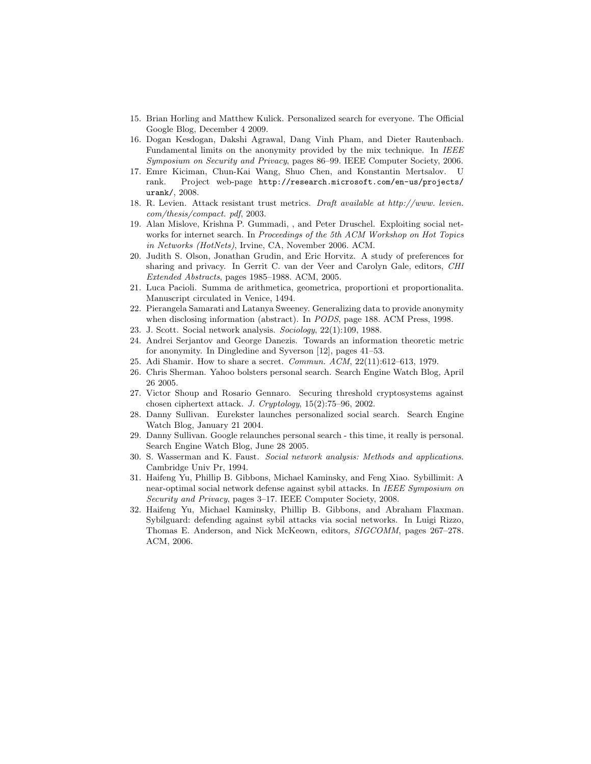15. Brian Horling and Matthew Kulick. Personalized search for everyone. The Official Google Blog, December 4 2009.
16. Dogan Kesdogan, Dakshi Agrawal, Dang Vinh Pham, and Dieter Rautenbach. Fundamental limits on the anonymity provided by the mix technique. In *IEEE Symposium on Security and Privacy*, pages 86–99. IEEE Computer Society, 2006.
17. Emre Kiciman, Chun-Kai Wang, Shuo Chen, and Konstantin Mertsalov. U rank. Project web-page `http://research.microsoft.com/en-us/projects/urank/`, 2008.
18. R. Levien. Attack resistant trust metrics. *Draft available at http://www. levien. com/thesis/compact. pdf*, 2003.
19. Alan Mislove, Krishna P. Gummadi, , and Peter Druschel. Exploiting social networks for internet search. In *Proceedings of the 5th ACM Workshop on Hot Topics in Networks (HotNets)*, Irvine, CA, November 2006. ACM.
20. Judith S. Olson, Jonathan Grudin, and Eric Horvitz. A study of preferences for sharing and privacy. In Gerrit C. van der Veer and Carolyn Gale, editors, *CHI Extended Abstracts*, pages 1985–1988. ACM, 2005.
21. Luca Pacioli. Summa de arithmetica, geometrica, proportioni et proportionalita. Manuscript circulated in Venice, 1494.
22. Pierangela Samarati and Latanya Sweeney. Generalizing data to provide anonymity when disclosing information (abstract). In *PODS*, page 188. ACM Press, 1998.
23. J. Scott. Social network analysis. *Sociology*, 22(1):109, 1988.
24. Andrei Serjantov and George Danezis. Towards an information theoretic metric for anonymity. In Dingledine and Syverson [12], pages 41–53.
25. Adi Shamir. How to share a secret. *Commun. ACM*, 22(11):612–613, 1979.
26. Chris Sherman. Yahoo bolsters personal search. Search Engine Watch Blog, April 26 2005.
27. Victor Shoup and Rosario Gennaro. Securing threshold cryptosystems against chosen ciphertext attack. *J. Cryptology*, 15(2):75–96, 2002.
28. Danny Sullivan. Eurekster launches personalized social search. Search Engine Watch Blog, January 21 2004.
29. Danny Sullivan. Google relaunches personal search - this time, it really is personal. Search Engine Watch Blog, June 28 2005.
30. S. Wasserman and K. Faust. *Social network analysis: Methods and applications*. Cambridge Univ Pr, 1994.
31. Haifeng Yu, Phillip B. Gibbons, Michael Kaminsky, and Feng Xiao. Sybillimit: A near-optimal social network defense against sybil attacks. In *IEEE Symposium on Security and Privacy*, pages 3–17. IEEE Computer Society, 2008.
32. Haifeng Yu, Michael Kaminsky, Phillip B. Gibbons, and Abraham Flaxman. Sybilguard: defending against sybil attacks via social networks. In Luigi Rizzo, Thomas E. Anderson, and Nick McKeown, editors, *SIGCOMM*, pages 267–278. ACM, 2006.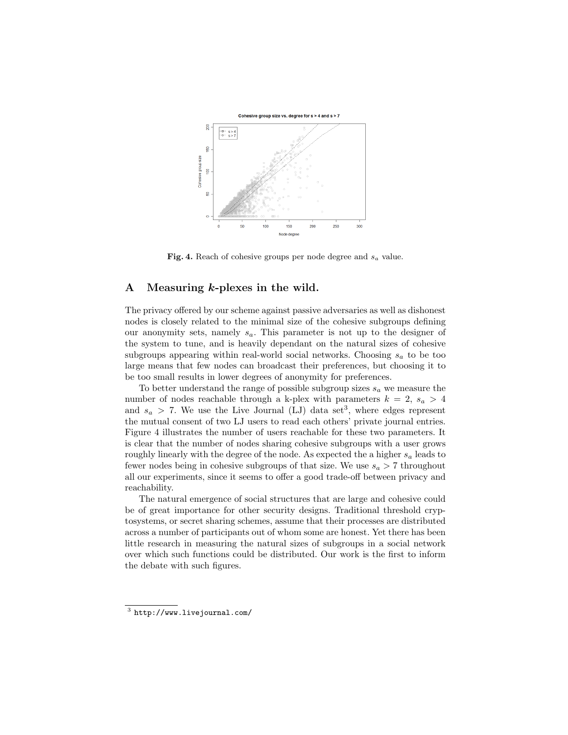Cohesive group size vs. degree for s > 4 and s > 7

s > 4
s > 7

Cohesive group size

0
50
100
150
200

0
50
100
150
200
250
300

Node degree

**Fig. 4.** Reach of cohesive groups per node degree and $s_a$ value.

## A Measuring *k*-plexes in the wild.

The privacy offered by our scheme against passive adversaries as well as dishonest nodes is closely related to the minimal size of the cohesive subgroups defining our anonymity sets, namely $s_a$. This parameter is not up to the designer of the system to tune, and is heavily dependant on the natural sizes of cohesive subgroups appearing within real-world social networks. Choosing $s_a$ to be too large means that few nodes can broadcast their preferences, but choosing it to be too small results in lower degrees of anonymity for preferences.

To better understand the range of possible subgroup sizes $s_a$ we measure the number of nodes reachable through a k-plex with parameters $k = 2$, $s_a > 4$ and $s_a > 7$. We use the Live Journal (LJ) data set[3], where edges represent the mutual consent of two LJ users to read each others' private journal entries. Figure 4 illustrates the number of users reachable for these two parameters. It is clear that the number of nodes sharing cohesive subgroups with a user grows roughly linearly with the degree of the node. As expected the a higher $s_a$ leads to fewer nodes being in cohesive subgroups of that size. We use $s_a > 7$ throughout all our experiments, since it seems to offer a good trade-off between privacy and reachability.

The natural emergence of social structures that are large and cohesive could be of great importance for other security designs. Traditional threshold cryptosystems, or secret sharing schemes, assume that their processes are distributed across a number of participants out of whom some are honest. Yet there has been little research in measuring the natural sizes of subgroups in a social network over which such functions could be distributed. Our work is the first to inform the debate with such figures.

[3] `http://www.livejournal.com/`